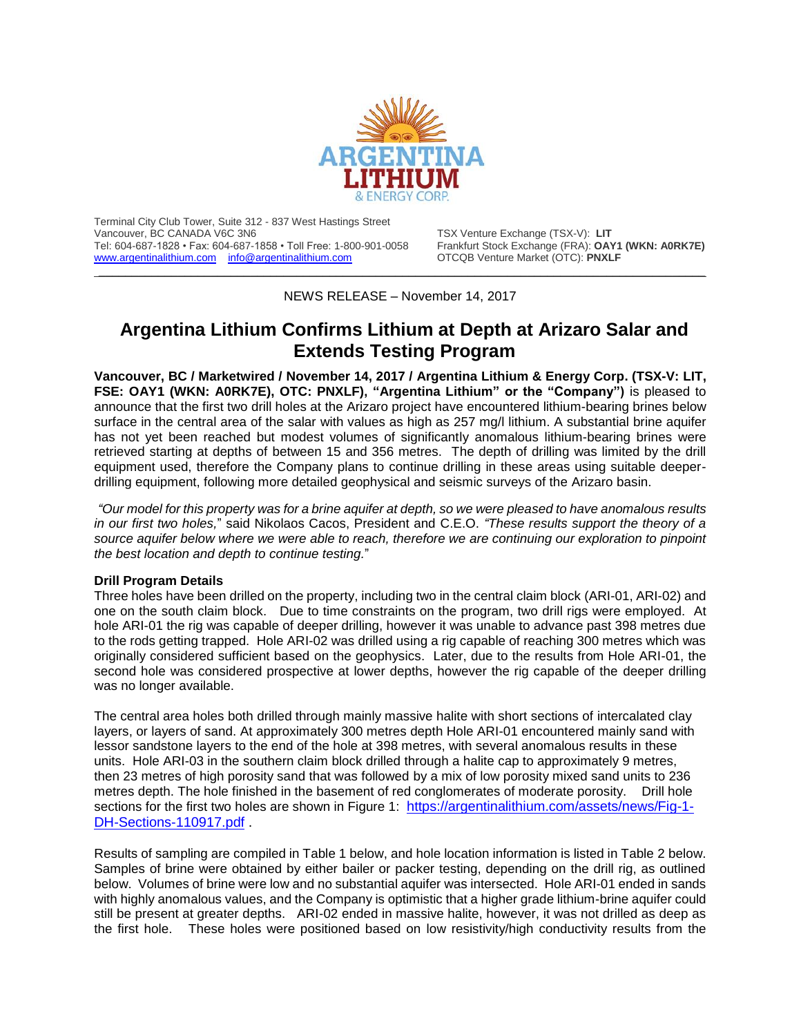Terminal City Club Tower, Suite 312 - 837 West Hastings Street
Vancouver, BC CANADA V6C 3N6
Tel: 604-687-1828 • Fax: 604-687-1858 • Toll Free: 1-800-901-0058
[www.argentinalithium.com](http://www.argentinalithium.com) [info@argentinalithium.com](mailto:info@argentinalithium.com)

TSX Venture Exchange (TSX-V): **LIT**
Frankfurt Stock Exchange (FRA): **OAY1 (WKN: A0RK7E)**
OTCQB Venture Market (OTC): **PNXLF**

---

NEWS RELEASE – November 14, 2017

# Argentina Lithium Confirms Lithium at Depth at Arizaro Salar and Extends Testing Program

**Vancouver, BC / Marketwired / November 14, 2017 / Argentina Lithium & Energy Corp. (TSX-V: LIT, FSE: OAY1 (WKN: A0RK7E), OTC: PNXLF), "Argentina Lithium" or the "Company")** is pleased to announce that the first two drill holes at the Arizaro project have encountered lithium-bearing brines below surface in the central area of the salar with values as high as 257 mg/l lithium. A substantial brine aquifer has not yet been reached but modest volumes of significantly anomalous lithium-bearing brines were retrieved starting at depths of between 15 and 356 metres. The depth of drilling was limited by the drill equipment used, therefore the Company plans to continue drilling in these areas using suitable deeper-drilling equipment, following more detailed geophysical and seismic surveys of the Arizaro basin.

*"Our model for this property was for a brine aquifer at depth, so we were pleased to have anomalous results in our first two holes,"* said Nikolaos Cacos, President and C.E.O. *"These results support the theory of a source aquifer below where we were able to reach, therefore we are continuing our exploration to pinpoint the best location and depth to continue testing."*

**Drill Program Details**

Three holes have been drilled on the property, including two in the central claim block (ARI-01, ARI-02) and one on the south claim block. Due to time constraints on the program, two drill rigs were employed. At hole ARI-01 the rig was capable of deeper drilling, however it was unable to advance past 398 metres due to the rods getting trapped. Hole ARI-02 was drilled using a rig capable of reaching 300 metres which was originally considered sufficient based on the geophysics. Later, due to the results from Hole ARI-01, the second hole was considered prospective at lower depths, however the rig capable of the deeper drilling was no longer available.

The central area holes both drilled through mainly massive halite with short sections of intercalated clay layers, or layers of sand. At approximately 300 metres depth Hole ARI-01 encountered mainly sand with lessor sandstone layers to the end of the hole at 398 metres, with several anomalous results in these units. Hole ARI-03 in the southern claim block drilled through a halite cap to approximately 9 metres, then 23 metres of high porosity sand that was followed by a mix of low porosity mixed sand units to 236 metres depth. The hole finished in the basement of red conglomerates of moderate porosity. Drill hole sections for the first two holes are shown in Figure 1: [https://argentinalithium.com/assets/news/Fig-1-DH-Sections-110917.pdf](https://argentinalithium.com/assets/news/Fig-1-DH-Sections-110917.pdf) .

Results of sampling are compiled in Table 1 below, and hole location information is listed in Table 2 below. Samples of brine were obtained by either bailer or packer testing, depending on the drill rig, as outlined below. Volumes of brine were low and no substantial aquifer was intersected. Hole ARI-01 ended in sands with highly anomalous values, and the Company is optimistic that a higher grade lithium-brine aquifer could still be present at greater depths. ARI-02 ended in massive halite, however, it was not drilled as deep as the first hole. These holes were positioned based on low resistivity/high conductivity results from the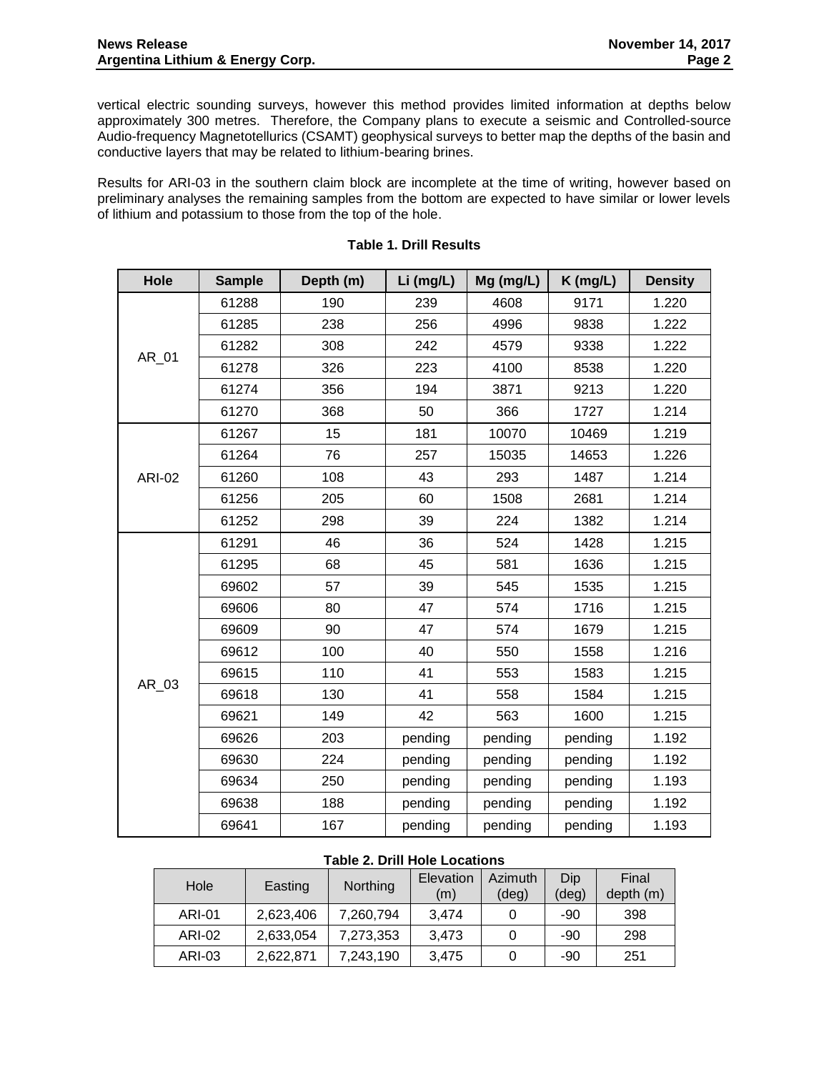vertical electric sounding surveys, however this method provides limited information at depths below approximately 300 metres. Therefore, the Company plans to execute a seismic and Controlled-source Audio-frequency Magnetotellurics (CSAMT) geophysical surveys to better map the depths of the basin and conductive layers that may be related to lithium-bearing brines.

Results for ARI-03 in the southern claim block are incomplete at the time of writing, however based on preliminary analyses the remaining samples from the bottom are expected to have similar or lower levels of lithium and potassium to those from the top of the hole.

**Table 1. Drill Results**

| Hole | Sample | Depth (m) | Li (mg/L) | Mg (mg/L) | K (mg/L) | Density |
|---|---|---|---|---|---|---|
| AR_01 | 61288 | 190 | 239 | 4608 | 9171 | 1.220 |
| | 61285 | 238 | 256 | 4996 | 9838 | 1.222 |
| | 61282 | 308 | 242 | 4579 | 9338 | 1.222 |
| | 61278 | 326 | 223 | 4100 | 8538 | 1.220 |
| | 61274 | 356 | 194 | 3871 | 9213 | 1.220 |
| | 61270 | 368 | 50 | 366 | 1727 | 1.214 |
| ARI-02 | 61267 | 15 | 181 | 10070 | 10469 | 1.219 |
| | 61264 | 76 | 257 | 15035 | 14653 | 1.226 |
| | 61260 | 108 | 43 | 293 | 1487 | 1.214 |
| | 61256 | 205 | 60 | 1508 | 2681 | 1.214 |
| | 61252 | 298 | 39 | 224 | 1382 | 1.214 |
| AR_03 | 61291 | 46 | 36 | 524 | 1428 | 1.215 |
| | 61295 | 68 | 45 | 581 | 1636 | 1.215 |
| | 69602 | 57 | 39 | 545 | 1535 | 1.215 |
| | 69606 | 80 | 47 | 574 | 1716 | 1.215 |
| | 69609 | 90 | 47 | 574 | 1679 | 1.215 |
| | 69612 | 100 | 40 | 550 | 1558 | 1.216 |
| | 69615 | 110 | 41 | 553 | 1583 | 1.215 |
| | 69618 | 130 | 41 | 558 | 1584 | 1.215 |
| | 69621 | 149 | 42 | 563 | 1600 | 1.215 |
| | 69626 | 203 | pending | pending | pending | 1.192 |
| | 69630 | 224 | pending | pending | pending | 1.192 |
| | 69634 | 250 | pending | pending | pending | 1.193 |
| | 69638 | 188 | pending | pending | pending | 1.192 |
| | 69641 | 167 | pending | pending | pending | 1.193 |

**Table 2. Drill Hole Locations**

| Hole | Easting | Northing | Elevation (m) | Azimuth (deg) | Dip (deg) | Final depth (m) |
|---|---|---|---|---|---|---|
| ARI-01 | 2,623,406 | 7,260,794 | 3,474 | 0 | -90 | 398 |
| ARI-02 | 2,633,054 | 7,273,353 | 3,473 | 0 | -90 | 298 |
| ARI-03 | 2,622,871 | 7,243,190 | 3,475 | 0 | -90 | 251 |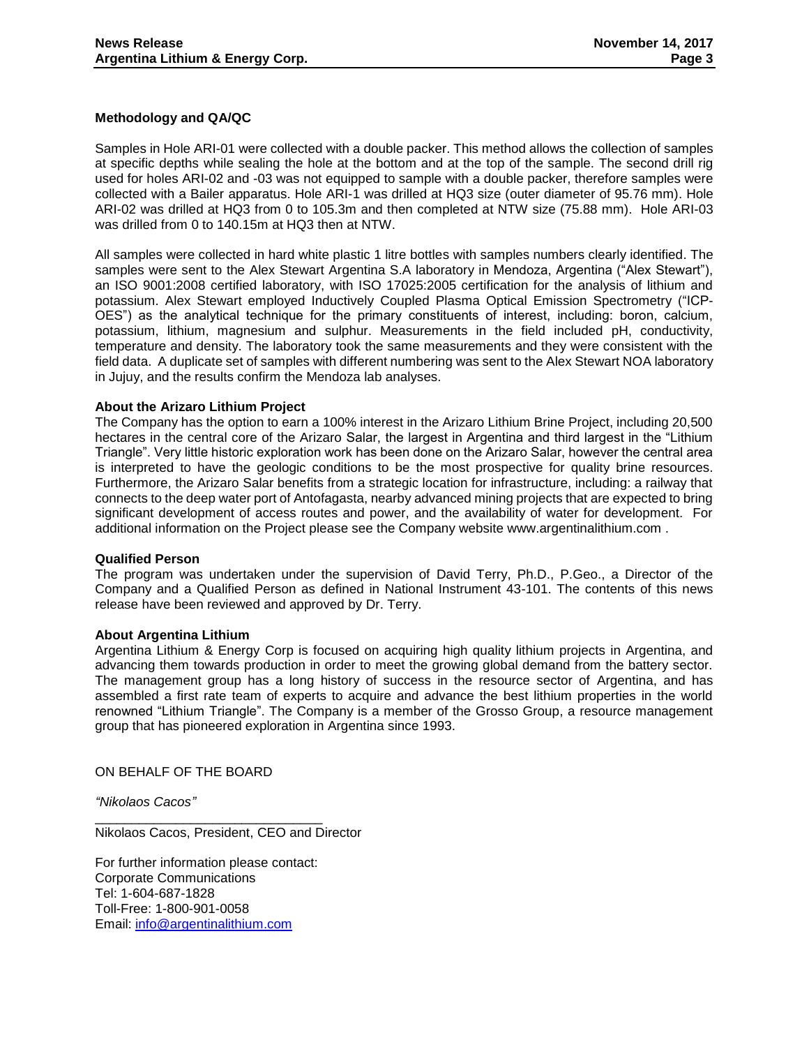**Methodology and QA/QC**

Samples in Hole ARI-01 were collected with a double packer. This method allows the collection of samples at specific depths while sealing the hole at the bottom and at the top of the sample. The second drill rig used for holes ARI-02 and -03 was not equipped to sample with a double packer, therefore samples were collected with a Bailer apparatus. Hole ARI-1 was drilled at HQ3 size (outer diameter of 95.76 mm). Hole ARI-02 was drilled at HQ3 from 0 to 105.3m and then completed at NTW size (75.88 mm). Hole ARI-03 was drilled from 0 to 140.15m at HQ3 then at NTW.

All samples were collected in hard white plastic 1 litre bottles with samples numbers clearly identified. The samples were sent to the Alex Stewart Argentina S.A laboratory in Mendoza, Argentina ("Alex Stewart"), an ISO 9001:2008 certified laboratory, with ISO 17025:2005 certification for the analysis of lithium and potassium. Alex Stewart employed Inductively Coupled Plasma Optical Emission Spectrometry ("ICP-OES") as the analytical technique for the primary constituents of interest, including: boron, calcium, potassium, lithium, magnesium and sulphur. Measurements in the field included pH, conductivity, temperature and density. The laboratory took the same measurements and they were consistent with the field data. A duplicate set of samples with different numbering was sent to the Alex Stewart NOA laboratory in Jujuy, and the results confirm the Mendoza lab analyses.

**About the Arizaro Lithium Project**

The Company has the option to earn a 100% interest in the Arizaro Lithium Brine Project, including 20,500 hectares in the central core of the Arizaro Salar, the largest in Argentina and third largest in the "Lithium Triangle". Very little historic exploration work has been done on the Arizaro Salar, however the central area is interpreted to have the geologic conditions to be the most prospective for quality brine resources. Furthermore, the Arizaro Salar benefits from a strategic location for infrastructure, including: a railway that connects to the deep water port of Antofagasta, nearby advanced mining projects that are expected to bring significant development of access routes and power, and the availability of water for development. For additional information on the Project please see the Company website www.argentinalithium.com .

**Qualified Person**

The program was undertaken under the supervision of David Terry, Ph.D., P.Geo., a Director of the Company and a Qualified Person as defined in National Instrument 43-101. The contents of this news release have been reviewed and approved by Dr. Terry.

**About Argentina Lithium**

Argentina Lithium & Energy Corp is focused on acquiring high quality lithium projects in Argentina, and advancing them towards production in order to meet the growing global demand from the battery sector. The management group has a long history of success in the resource sector of Argentina, and has assembled a first rate team of experts to acquire and advance the best lithium properties in the world renowned "Lithium Triangle". The Company is a member of the Grosso Group, a resource management group that has pioneered exploration in Argentina since 1993.

ON BEHALF OF THE BOARD

*"Nikolaos Cacos"*

______________________________
Nikolaos Cacos, President, CEO and Director

For further information please contact:
Corporate Communications
Tel: 1-604-687-1828
Toll-Free: 1-800-901-0058
Email: info@argentinalithium.com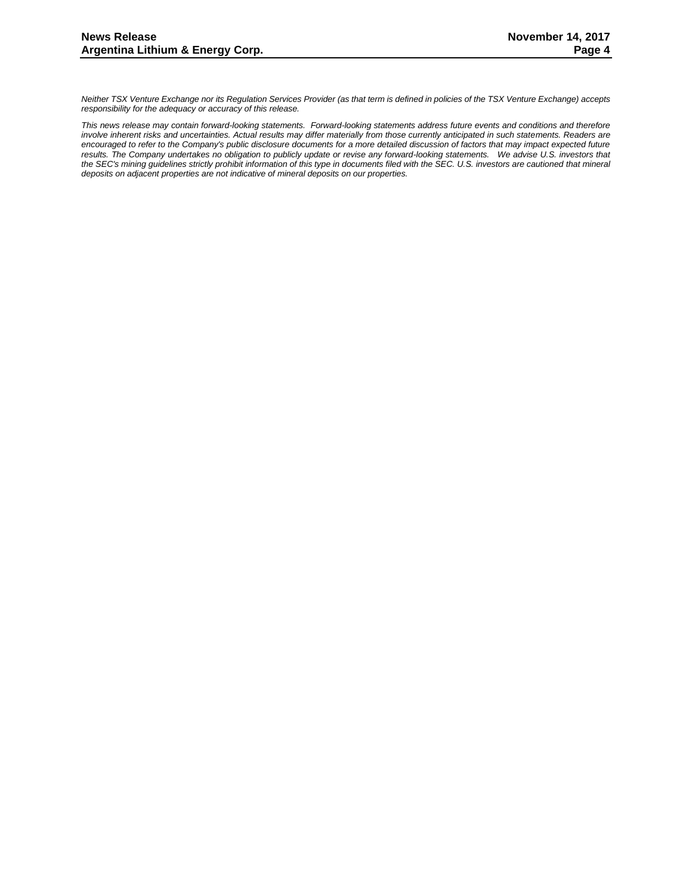*Neither TSX Venture Exchange nor its Regulation Services Provider (as that term is defined in policies of the TSX Venture Exchange) accepts responsibility for the adequacy or accuracy of this release.*

*This news release may contain forward-looking statements. Forward-looking statements address future events and conditions and therefore involve inherent risks and uncertainties. Actual results may differ materially from those currently anticipated in such statements. Readers are encouraged to refer to the Company's public disclosure documents for a more detailed discussion of factors that may impact expected future results. The Company undertakes no obligation to publicly update or revise any forward-looking statements. We advise U.S. investors that the SEC's mining guidelines strictly prohibit information of this type in documents filed with the SEC. U.S. investors are cautioned that mineral deposits on adjacent properties are not indicative of mineral deposits on our properties.*